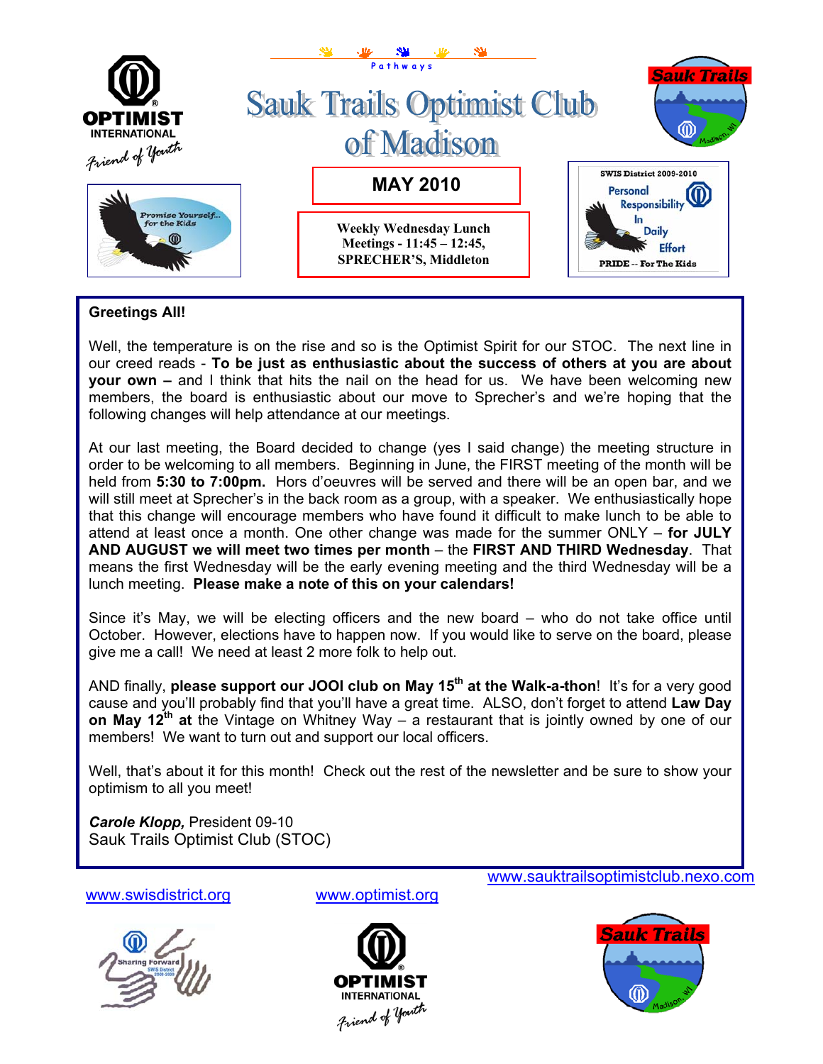Pathways

# Sauk Trails Optimist Club of Madison

OPTIMIST INTERNATIONAL
Friend of Youth

Promise Yourself... for the Kids

## MAY 2010

Weekly Wednesday Lunch Meetings - 11:45 – 12:45, SPRECHER'S, Middleton

SWIS District 2009-2010
Personal Responsibility In Daily Effort
PRIDE -- For The Kids

**Greetings All!**

Well, the temperature is on the rise and so is the Optimist Spirit for our STOC. The next line in our creed reads - **To be just as enthusiastic about the success of others at you are about your own –** and I think that hits the nail on the head for us. We have been welcoming new members, the board is enthusiastic about our move to Sprecher's and we're hoping that the following changes will help attendance at our meetings.

At our last meeting, the Board decided to change (yes I said change) the meeting structure in order to be welcoming to all members. Beginning in June, the FIRST meeting of the month will be held from **5:30 to 7:00pm.** Hors d'oeuvres will be served and there will be an open bar, and we will still meet at Sprecher's in the back room as a group, with a speaker. We enthusiastically hope that this change will encourage members who have found it difficult to make lunch to be able to attend at least once a month. One other change was made for the summer ONLY – **for JULY AND AUGUST we will meet two times per month** – the **FIRST AND THIRD Wednesday**. That means the first Wednesday will be the early evening meeting and the third Wednesday will be a lunch meeting. **Please make a note of this on your calendars!**

Since it's May, we will be electing officers and the new board – who do not take office until October. However, elections have to happen now. If you would like to serve on the board, please give me a call! We need at least 2 more folk to help out.

AND finally, **please support our JOOI club on May 15th at the Walk-a-thon**! It's for a very good cause and you'll probably find that you'll have a great time. ALSO, don't forget to attend **Law Day on May 12th at** the Vintage on Whitney Way – a restaurant that is jointly owned by one of our members! We want to turn out and support our local officers.

Well, that's about it for this month! Check out the rest of the newsletter and be sure to show your optimism to all you meet!

***Carole Klopp,*** President 09-10
Sauk Trails Optimist Club (STOC)

www.sauktrailsoptimistclub.nexo.com

www.swisdistrict.org

www.optimist.org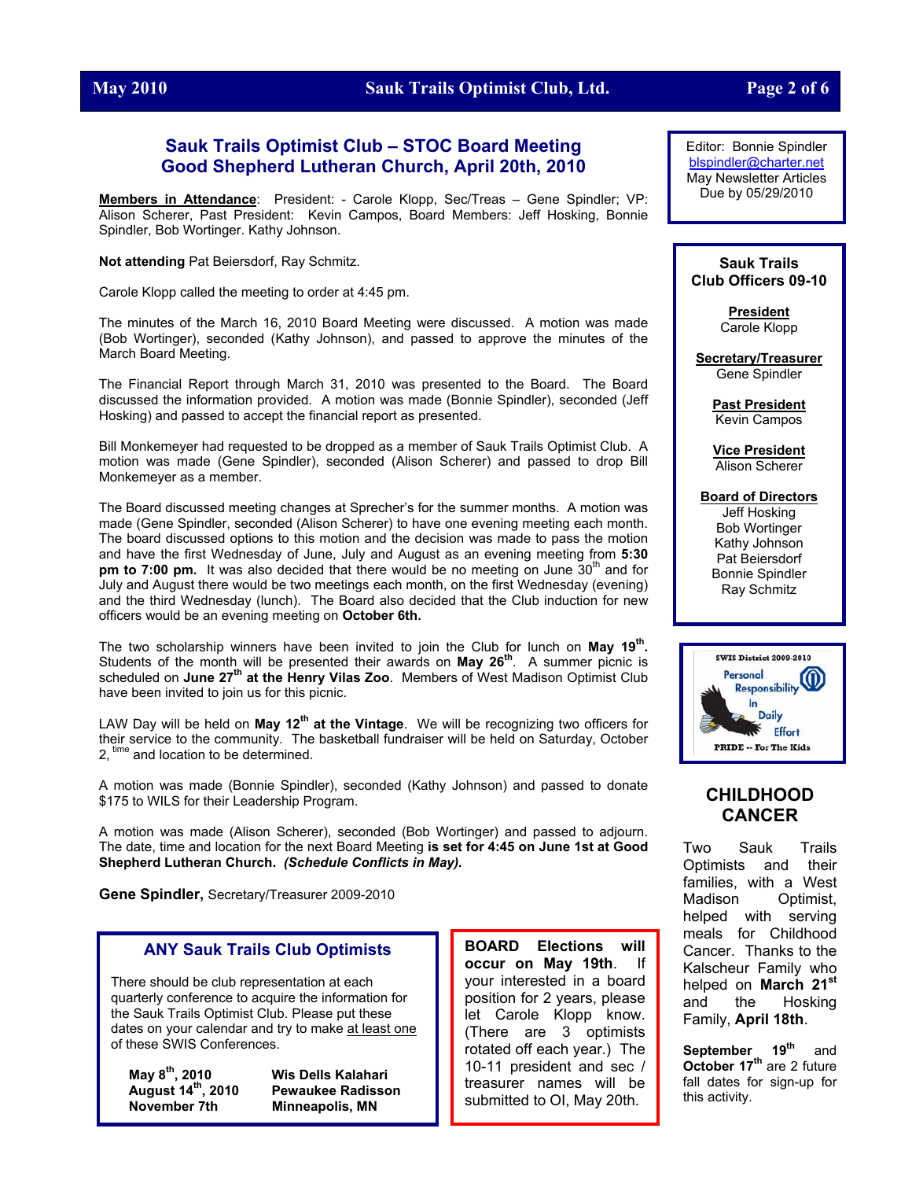## Sauk Trails Optimist Club – STOC Board Meeting
## Good Shepherd Lutheran Church, April 20th, 2010

**Members in Attendance**: President: - Carole Klopp, Sec/Treas – Gene Spindler; VP: Alison Scherer, Past President: Kevin Campos, Board Members: Jeff Hosking, Bonnie Spindler, Bob Wortinger. Kathy Johnson.

**Not attending** Pat Beiersdorf, Ray Schmitz.

Carole Klopp called the meeting to order at 4:45 pm.

The minutes of the March 16, 2010 Board Meeting were discussed. A motion was made (Bob Wortinger), seconded (Kathy Johnson), and passed to approve the minutes of the March Board Meeting.

The Financial Report through March 31, 2010 was presented to the Board. The Board discussed the information provided. A motion was made (Bonnie Spindler), seconded (Jeff Hosking) and passed to accept the financial report as presented.

Bill Monkemeyer had requested to be dropped as a member of Sauk Trails Optimist Club. A motion was made (Gene Spindler), seconded (Alison Scherer) and passed to drop Bill Monkemeyer as a member.

The Board discussed meeting changes at Sprecher's for the summer months. A motion was made (Gene Spindler, seconded (Alison Scherer) to have one evening meeting each month. The board discussed options to this motion and the decision was made to pass the motion and have the first Wednesday of June, July and August as an evening meeting from **5:30 pm to 7:00 pm.** It was also decided that there would be no meeting on June 30th and for July and August there would be two meetings each month, on the first Wednesday (evening) and the third Wednesday (lunch). The Board also decided that the Club induction for new officers would be an evening meeting on **October 6th.**

The two scholarship winners have been invited to join the Club for lunch on **May 19th.** Students of the month will be presented their awards on **May 26th**. A summer picnic is scheduled on **June 27th at the Henry Vilas Zoo**. Members of West Madison Optimist Club have been invited to join us for this picnic.

LAW Day will be held on **May 12th at the Vintage**. We will be recognizing two officers for their service to the community. The basketball fundraiser will be held on Saturday, October 2, time and location to be determined.

A motion was made (Bonnie Spindler), seconded (Kathy Johnson) and passed to donate $175 to WILS for their Leadership Program.

A motion was made (Alison Scherer), seconded (Bob Wortinger) and passed to adjourn. The date, time and location for the next Board Meeting **is set for 4:45 on June 1st at Good Shepherd Lutheran Church.** ***(Schedule Conflicts in May).***

**Gene Spindler,** Secretary/Treasurer 2009-2010

### ANY Sauk Trails Club Optimists

There should be club representation at each quarterly conference to acquire the information for the Sauk Trails Optimist Club. Please put these dates on your calendar and try to make at least one of these SWIS Conferences.

| | |
|---|---|
| **May 8th, 2010** | **Wis Dells Kalahari** |
| **August 14th, 2010** | **Pewaukee Radisson** |
| **November 7th** | **Minneapolis, MN** |

**BOARD Elections will occur on May 19th.** If your interested in a board position for 2 years, please let Carole Klopp know. (There are 3 optimists rotated off each year.) The 10-11 president and sec / treasurer names will be submitted to OI, May 20th.

Editor: Bonnie Spindler
blspindler@charter.net
May Newsletter Articles Due by 05/29/2010

**Sauk Trails Club Officers 09-10**

**President**
Carole Klopp

**Secretary/Treasurer**
Gene Spindler

**Past President**
Kevin Campos

**Vice President**
Alison Scherer

**Board of Directors**
Jeff Hosking
Bob Wortinger
Kathy Johnson
Pat Beiersdorf
Bonnie Spindler
Ray Schmitz

SWIS District 2009-2010
Personal Responsibility In Daily Effort
PRIDE -- For The Kids

### CHILDHOOD CANCER

Two Sauk Trails Optimists and their families, with a West Madison Optimist, helped with serving meals for Childhood Cancer. Thanks to the Kalscheur Family who helped on **March 21st** and the Hosking Family, **April 18th**.

**September 19th** and **October 17th** are 2 future fall dates for sign-up for this activity.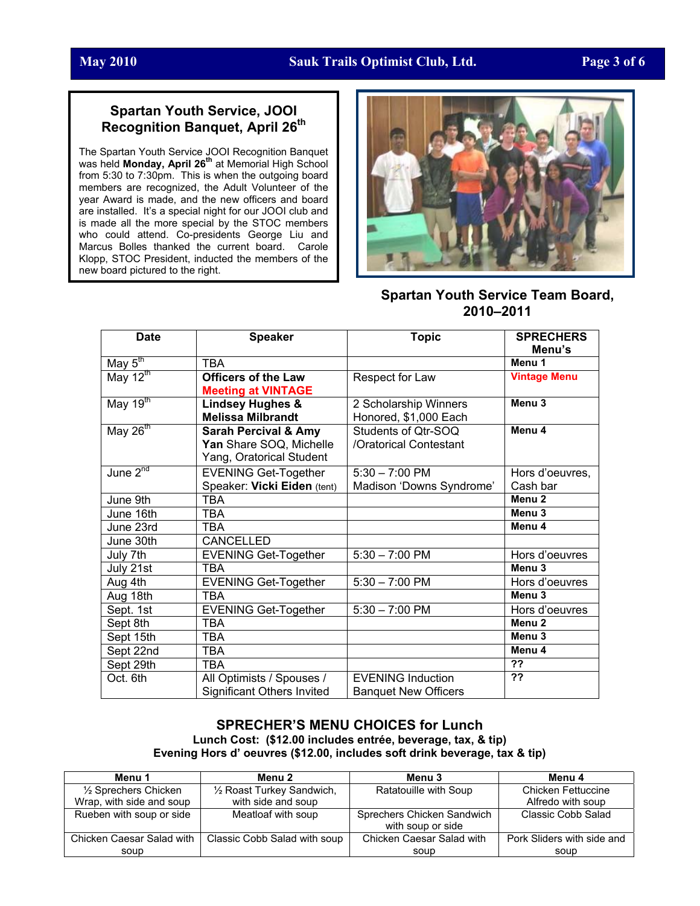## Spartan Youth Service, JOOI Recognition Banquet, April 26th

The Spartan Youth Service JOOI Recognition Banquet was held **Monday, April 26th** at Memorial High School from 5:30 to 7:30pm. This is when the outgoing board members are recognized, the Adult Volunteer of the year Award is made, and the new officers and board are installed. It's a special night for our JOOI club and is made all the more special by the STOC members who could attend. Co-presidents George Liu and Marcus Bolles thanked the current board. Carole Klopp, STOC President, inducted the members of the new board pictured to the right.

**Spartan Youth Service Team Board, 2010–2011**

| Date | Speaker | Topic | SPRECHERS Menu's |
|---|---|---|---|
| May 5th | TBA | | **Menu 1** |
| May 12th | **Officers of the Law** **Meeting at VINTAGE** | Respect for Law | **Vintage Menu** |
| May 19th | **Lindsey Hughes & Melissa Milbrandt** | 2 Scholarship Winners Honored, $1,000 Each | **Menu 3** |
| May 26th | **Sarah Percival & Amy Yan** Share SOQ, Michelle Yang, Oratorical Student | Students of Qtr-SOQ /Oratorical Contestant | **Menu 4** |
| June 2nd | EVENING Get-Together Speaker: **Vicki Eiden** (tent) | 5:30 – 7:00 PM Madison 'Downs Syndrome' | Hors d'oeuvres, Cash bar |
| June 9th | TBA | | **Menu 2** |
| June 16th | TBA | | **Menu 3** |
| June 23rd | TBA | | **Menu 4** |
| June 30th | CANCELLED | | |
| July 7th | EVENING Get-Together | 5:30 – 7:00 PM | Hors d'oeuvres |
| July 21st | TBA | | **Menu 3** |
| Aug 4th | EVENING Get-Together | 5:30 – 7:00 PM | Hors d'oeuvres |
| Aug 18th | TBA | | **Menu 3** |
| Sept. 1st | EVENING Get-Together | 5:30 – 7:00 PM | Hors d'oeuvres |
| Sept 8th | TBA | | **Menu 2** |
| Sept 15th | TBA | | **Menu 3** |
| Sept 22nd | TBA | | **Menu 4** |
| Sept 29th | TBA | | **??** |
| Oct. 6th | All Optimists / Spouses / Significant Others Invited | EVENING Induction Banquet New Officers | **??** |

## SPRECHER'S MENU CHOICES for Lunch

**Lunch Cost: ($12.00 includes entrée, beverage, tax, & tip)**
**Evening Hors d' oeuvres ($12.00, includes soft drink beverage, tax & tip)**

| Menu 1 | Menu 2 | Menu 3 | Menu 4 |
|---|---|---|---|
| ½ Sprechers Chicken Wrap, with side and soup | ½ Roast Turkey Sandwich, with side and soup | Ratatouille with Soup | Chicken Fettuccine Alfredo with soup |
| Rueben with soup or side | Meatloaf with soup | Sprechers Chicken Sandwich with soup or side | Classic Cobb Salad |
| Chicken Caesar Salad with soup | Classic Cobb Salad with soup | Chicken Caesar Salad with soup | Pork Sliders with side and soup |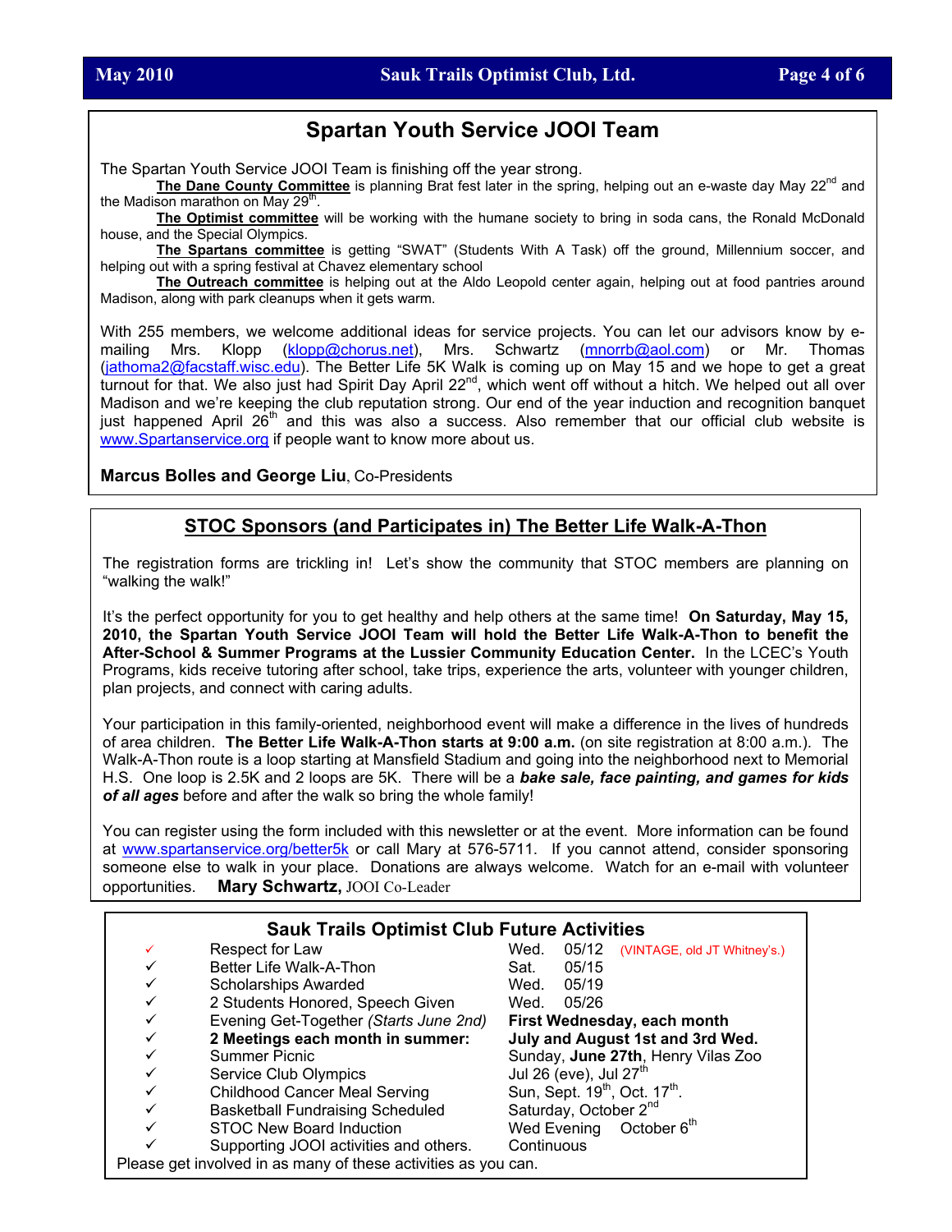## Spartan Youth Service JOOI Team

The Spartan Youth Service JOOI Team is finishing off the year strong.

**The Dane County Committee** is planning Brat fest later in the spring, helping out an e-waste day May 22nd and the Madison marathon on May 29th.

**The Optimist committee** will be working with the humane society to bring in soda cans, the Ronald McDonald house, and the Special Olympics.

**The Spartans committee** is getting "SWAT" (Students With A Task) off the ground, Millennium soccer, and helping out with a spring festival at Chavez elementary school

**The Outreach committee** is helping out at the Aldo Leopold center again, helping out at food pantries around Madison, along with park cleanups when it gets warm.

With 255 members, we welcome additional ideas for service projects. You can let our advisors know by e-mailing Mrs. Klopp (klopp@chorus.net), Mrs. Schwartz (mnorrb@aol.com) or Mr. Thomas (jathoma2@facstaff.wisc.edu). The Better Life 5K Walk is coming up on May 15 and we hope to get a great turnout for that. We also just had Spirit Day April 22nd, which went off without a hitch. We helped out all over Madison and we're keeping the club reputation strong. Our end of the year induction and recognition banquet just happened April 26th and this was also a success. Also remember that our official club website is www.Spartanservice.org if people want to know more about us.

**Marcus Bolles and George Liu**, Co-Presidents

## STOC Sponsors (and Participates in) The Better Life Walk-A-Thon

The registration forms are trickling in! Let's show the community that STOC members are planning on "walking the walk!"

It's the perfect opportunity for you to get healthy and help others at the same time! **On Saturday, May 15, 2010, the Spartan Youth Service JOOI Team will hold the Better Life Walk-A-Thon to benefit the After-School & Summer Programs at the Lussier Community Education Center.** In the LCEC's Youth Programs, kids receive tutoring after school, take trips, experience the arts, volunteer with younger children, plan projects, and connect with caring adults.

Your participation in this family-oriented, neighborhood event will make a difference in the lives of hundreds of area children. **The Better Life Walk-A-Thon starts at 9:00 a.m.** (on site registration at 8:00 a.m.). The Walk-A-Thon route is a loop starting at Mansfield Stadium and going into the neighborhood next to Memorial H.S. One loop is 2.5K and 2 loops are 5K. There will be a ***bake sale, face painting, and games for kids of all ages*** before and after the walk so bring the whole family!

You can register using the form included with this newsletter or at the event. More information can be found at www.spartanservice.org/better5k or call Mary at 576-5711. If you cannot attend, consider sponsoring someone else to walk in your place. Donations are always welcome. Watch for an e-mail with volunteer opportunities. **Mary Schwartz,** JOOI Co-Leader

## Sauk Trails Optimist Club Future Activities

| | Activity | Date |
|---|---|---|
| ✓ | Respect for Law | Wed. 05/12 (VINTAGE, old JT Whitney's.) |
| ✓ | Better Life Walk-A-Thon | Sat. 05/15 |
| ✓ | Scholarships Awarded | Wed. 05/19 |
| ✓ | 2 Students Honored, Speech Given | Wed. 05/26 |
| ✓ | Evening Get-Together *(Starts June 2nd)* | **First Wednesday, each month** |
| ✓ | **2 Meetings each month in summer:** | **July and August 1st and 3rd Wed.** |
| ✓ | Summer Picnic | Sunday, **June 27th**, Henry Vilas Zoo |
| ✓ | Service Club Olympics | Jul 26 (eve), Jul 27th |
| ✓ | Childhood Cancer Meal Serving | Sun, Sept. 19th, Oct. 17th. |
| ✓ | Basketball Fundraising Scheduled | Saturday, October 2nd |
| ✓ | STOC New Board Induction | Wed Evening October 6th |
| ✓ | Supporting JOOI activities and others. | Continuous |

Please get involved in as many of these activities as you can.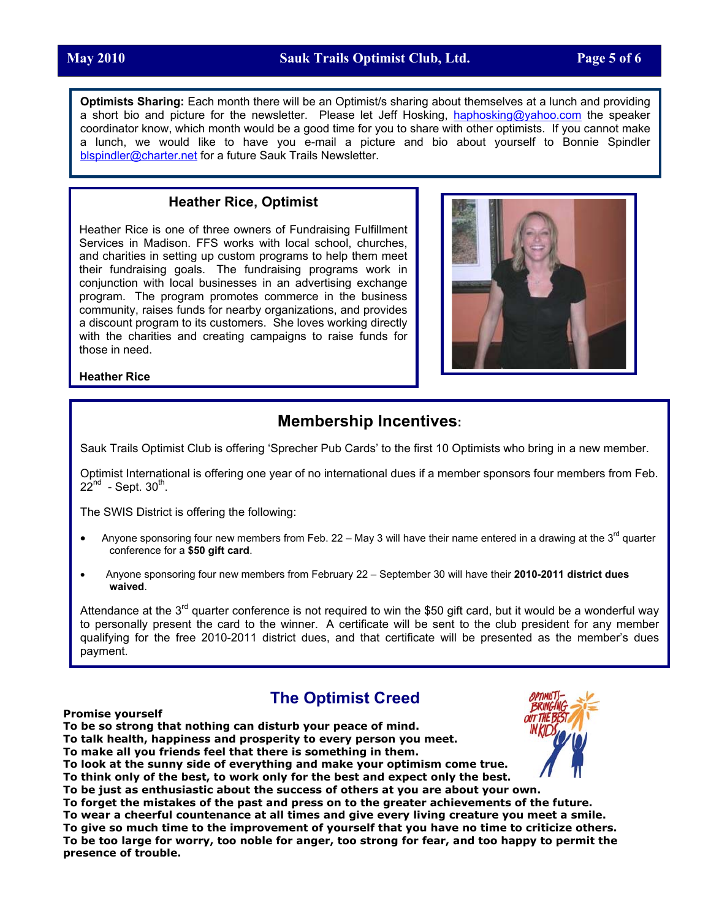**Optimists Sharing:** Each month there will be an Optimist/s sharing about themselves at a lunch and providing a short bio and picture for the newsletter. Please let Jeff Hosking, haphosking@yahoo.com the speaker coordinator know, which month would be a good time for you to share with other optimists. If you cannot make a lunch, we would like to have you e-mail a picture and bio about yourself to Bonnie Spindler blspindler@charter.net for a future Sauk Trails Newsletter.

### Heather Rice, Optimist

Heather Rice is one of three owners of Fundraising Fulfillment Services in Madison. FFS works with local school, churches, and charities in setting up custom programs to help them meet their fundraising goals. The fundraising programs work in conjunction with local businesses in an advertising exchange program. The program promotes commerce in the business community, raises funds for nearby organizations, and provides a discount program to its customers. She loves working directly with the charities and creating campaigns to raise funds for those in need.

**Heather Rice**

## Membership Incentives:

Sauk Trails Optimist Club is offering 'Sprecher Pub Cards' to the first 10 Optimists who bring in a new member.

Optimist International is offering one year of no international dues if a member sponsors four members from Feb. 22nd - Sept. 30th.

The SWIS District is offering the following:

- Anyone sponsoring four new members from Feb. 22 – May 3 will have their name entered in a drawing at the 3rd quarter conference for a **$50 gift card**.
- Anyone sponsoring four new members from February 22 – September 30 will have their **2010-2011 district dues waived**.

Attendance at the 3rd quarter conference is not required to win the $50 gift card, but it would be a wonderful way to personally present the card to the winner. A certificate will be sent to the club president for any member qualifying for the free 2010-2011 district dues, and that certificate will be presented as the member's dues payment.

## The Optimist Creed

**Promise yourself**
**To be so strong that nothing can disturb your peace of mind.**
**To talk health, happiness and prosperity to every person you meet.**
**To make all you friends feel that there is something in them.**
**To look at the sunny side of everything and make your optimism come true.**
**To think only of the best, to work only for the best and expect only the best.**
**To be just as enthusiastic about the success of others at you are about your own.**
**To forget the mistakes of the past and press on to the greater achievements of the future.**
**To wear a cheerful countenance at all times and give every living creature you meet a smile.**
**To give so much time to the improvement of yourself that you have no time to criticize others.**
**To be too large for worry, too noble for anger, too strong for fear, and too happy to permit the presence of trouble.**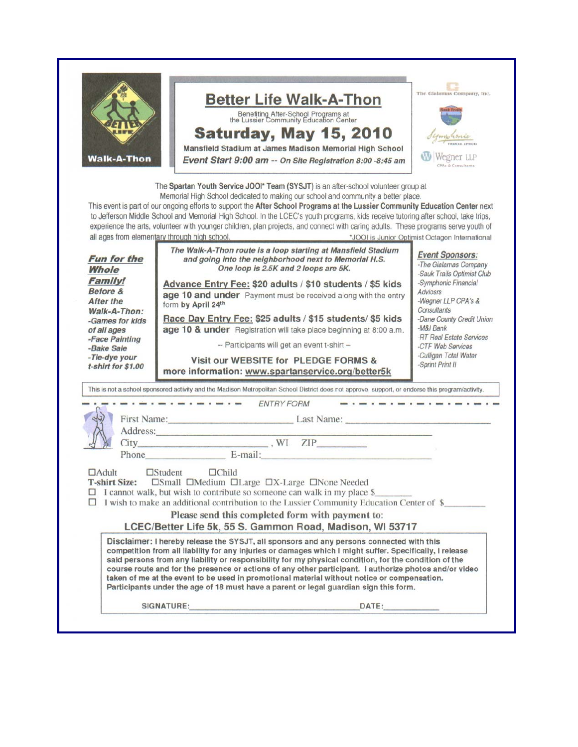Walk-A-Thon

# Better Life Walk-A-Thon

Benefiting After-School Programs at the Lussier Community Education Center

## Saturday, May 15, 2010

**Mansfield Stadium at James Madison Memorial High School**

***Event Start 9:00 am -- On Site Registration 8:00 -8:45 am***

The Gialamas Company, Inc.

Sauk Trails

Symphonic Financial Advisors

Wegner LLP CPAs & Consultants

The **Spartan Youth Service JOOI\* Team (SYSJT)** is an after-school volunteer group at Memorial High School dedicated to making our school and community a better place.

This event is part of our ongoing efforts to support the **After School Programs at the Lussier Community Education Center** next to Jefferson Middle School and Memorial High School. In the LCEC's youth programs, kids receive tutoring after school, take trips, experience the arts, volunteer with younger children, plan projects, and connect with caring adults. These programs serve youth of all ages from elementary through high school.

\*JOOI is Junior Optimist Octagon International

***Fun for the Whole Family!***

***Before & After the Walk-A-Thon:***
- *Games for kids of all ages*
- *Face Painting*
- *Bake Sale*
- *Tie-dye your t-shirt for $1.00*

***The Walk-A-Thon route is a loop starting at Mansfield Stadium and going into the neighborhood next to Memorial H.S. One loop is 2.5K and 2 loops are 5K.***

**Advance Entry Fee: $20 adults / $10 students / $5 kids age 10 and under** Payment must be received along with the entry form **by April 24th**

**Race Day Entry Fee: $25 adults / $15 students/ $5 kids age 10 & under** Registration will take place beginning at 8:00 a.m.

-- Participants will get an event t-shirt --

**Visit our WEBSITE for PLEDGE FORMS & more information: www.spartanservice.org/better5k**

***Event Sponsors:***
- *The Gialamas Company*
- *Sauk Trails Optimist Club*
- *Symphonic Financial Advisors*
- *Wegner LLP CPA's & Consultants*
- *Dane County Credit Union*
- *M&I Bank*
- *RT Real Estate Services*
- *CTF Web Services*
- *Culligan Total Water*
- *Sprint Print II*

This is not a school sponsored activity and the Madison Metropolitan School District does not approve, support, or endorse this program/activity.

*ENTRY FORM*

First Name:\_\_\_\_\_\_\_\_\_\_\_\_\_\_\_\_\_\_\_\_ Last Name:\_\_\_\_\_\_\_\_\_\_\_\_\_\_\_\_\_\_\_\_

Address:\_\_\_\_\_\_\_\_\_\_\_\_\_\_\_\_\_\_\_\_\_\_\_\_\_\_\_\_\_\_\_\_\_\_\_\_\_\_\_\_

City\_\_\_\_\_\_\_\_\_\_\_\_\_\_\_\_\_\_\_\_, WI ZIP\_\_\_\_\_\_\_\_\_\_

Phone\_\_\_\_\_\_\_\_\_\_\_\_\_\_ E-mail:\_\_\_\_\_\_\_\_\_\_\_\_\_\_\_\_\_\_\_\_\_\_\_\_

☐Adult ☐Student ☐Child

**T-shirt Size:** ☐Small ☐Medium ☐Large ☐X-Large ☐None Needed

☐ I cannot walk, but wish to contribute so someone can walk in my place $\_\_\_\_\_\_\_\_

☐ I wish to make an additional contribution to the Lussier Community Education Center of $\_\_\_\_\_\_\_\_

**Please send this completed form with payment to:**

**LCEC/Better Life 5k, 55 S. Gammon Road, Madison, WI 53717**

**Disclaimer:** I hereby release the SYSJT, all sponsors and any persons connected with this competition from all liability for any injuries or damages which I might suffer. Specifically, I release said persons from any liability or responsibility for my physical condition, for the condition of the course route and for the presence or actions of any other participant. I authorize photos and/or video taken of me at the event to be used in promotional material without notice or compensation. Participants under the age of 18 must have a parent or legal guardian sign this form.

SIGNATURE:\_\_\_\_\_\_\_\_\_\_\_\_\_\_\_\_\_\_\_\_\_\_\_\_\_\_\_\_\_\_ DATE:\_\_\_\_\_\_\_\_\_\_\_\_